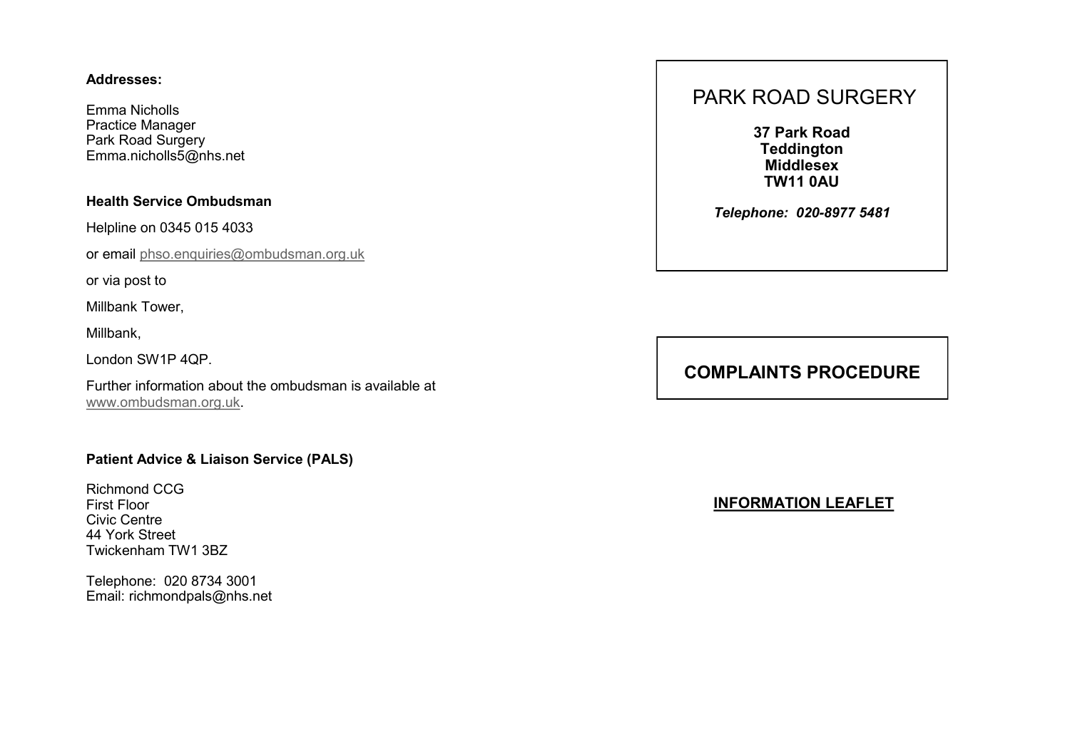**Addresses:**

Emma Nicholls
Practice Manager
Park Road Surgery
Emma.nicholls5@nhs.net

**Health Service Ombudsman**

Helpline on 0345 015 4033

or email phso.enquiries@ombudsman.org.uk

or via post to

Millbank Tower,

Millbank,

London SW1P 4QP.

Further information about the ombudsman is available at www.ombudsman.org.uk.

**Patient Advice & Liaison Service (PALS)**

Richmond CCG
First Floor
Civic Centre
44 York Street
Twickenham TW1 3BZ

Telephone: 020 8734 3001
Email: richmondpals@nhs.net

# PARK ROAD SURGERY

**37 Park Road**
**Teddington**
**Middlesex**
**TW11 0AU**

***Telephone: 020-8977 5481***

## COMPLAINTS PROCEDURE

**INFORMATION LEAFLET**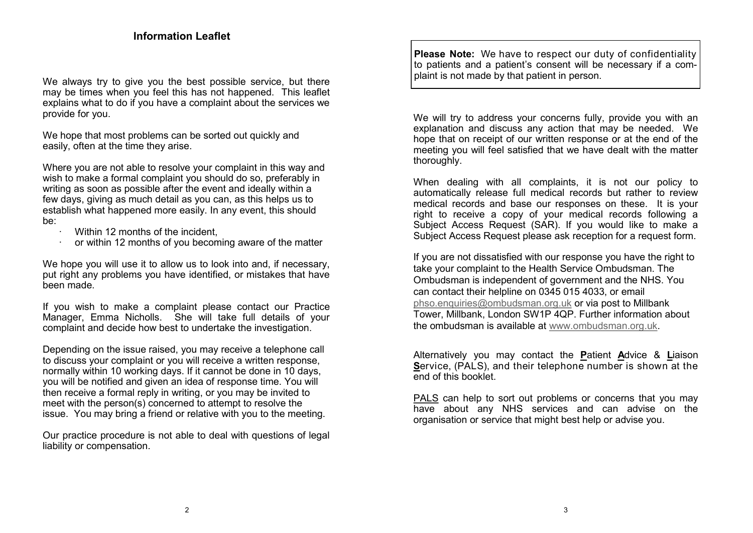## Information Leaflet

We always try to give you the best possible service, but there may be times when you feel this has not happened. This leaflet explains what to do if you have a complaint about the services we provide for you.

We hope that most problems can be sorted out quickly and easily, often at the time they arise.

Where you are not able to resolve your complaint in this way and wish to make a formal complaint you should do so, preferably in writing as soon as possible after the event and ideally within a few days, giving as much detail as you can, as this helps us to establish what happened more easily. In any event, this should be:

- Within 12 months of the incident,
- or within 12 months of you becoming aware of the matter

We hope you will use it to allow us to look into and, if necessary, put right any problems you have identified, or mistakes that have been made.

If you wish to make a complaint please contact our Practice Manager, Emma Nicholls. She will take full details of your complaint and decide how best to undertake the investigation.

Depending on the issue raised, you may receive a telephone call to discuss your complaint or you will receive a written response, normally within 10 working days. If it cannot be done in 10 days, you will be notified and given an idea of response time. You will then receive a formal reply in writing, or you may be invited to meet with the person(s) concerned to attempt to resolve the issue. You may bring a friend or relative with you to the meeting.

Our practice procedure is not able to deal with questions of legal liability or compensation.

**Please Note:** We have to respect our duty of confidentiality to patients and a patient's consent will be necessary if a complaint is not made by that patient in person.

We will try to address your concerns fully, provide you with an explanation and discuss any action that may be needed. We hope that on receipt of our written response or at the end of the meeting you will feel satisfied that we have dealt with the matter thoroughly.

When dealing with all complaints, it is not our policy to automatically release full medical records but rather to review medical records and base our responses on these. It is your right to receive a copy of your medical records following a Subject Access Request (SAR). If you would like to make a Subject Access Request please ask reception for a request form.

If you are not dissatisfied with our response you have the right to take your complaint to the Health Service Ombudsman. The Ombudsman is independent of government and the NHS. You can contact their helpline on 0345 015 4033, or email phso.enquiries@ombudsman.org.uk or via post to Millbank Tower, Millbank, London SW1P 4QP. Further information about the ombudsman is available at www.ombudsman.org.uk.

Alternatively you may contact the **P**atient **A**dvice & **L**iaison **S**ervice, (PALS), and their telephone number is shown at the end of this booklet.

PALS can help to sort out problems or concerns that you may have about any NHS services and can advise on the organisation or service that might best help or advise you.